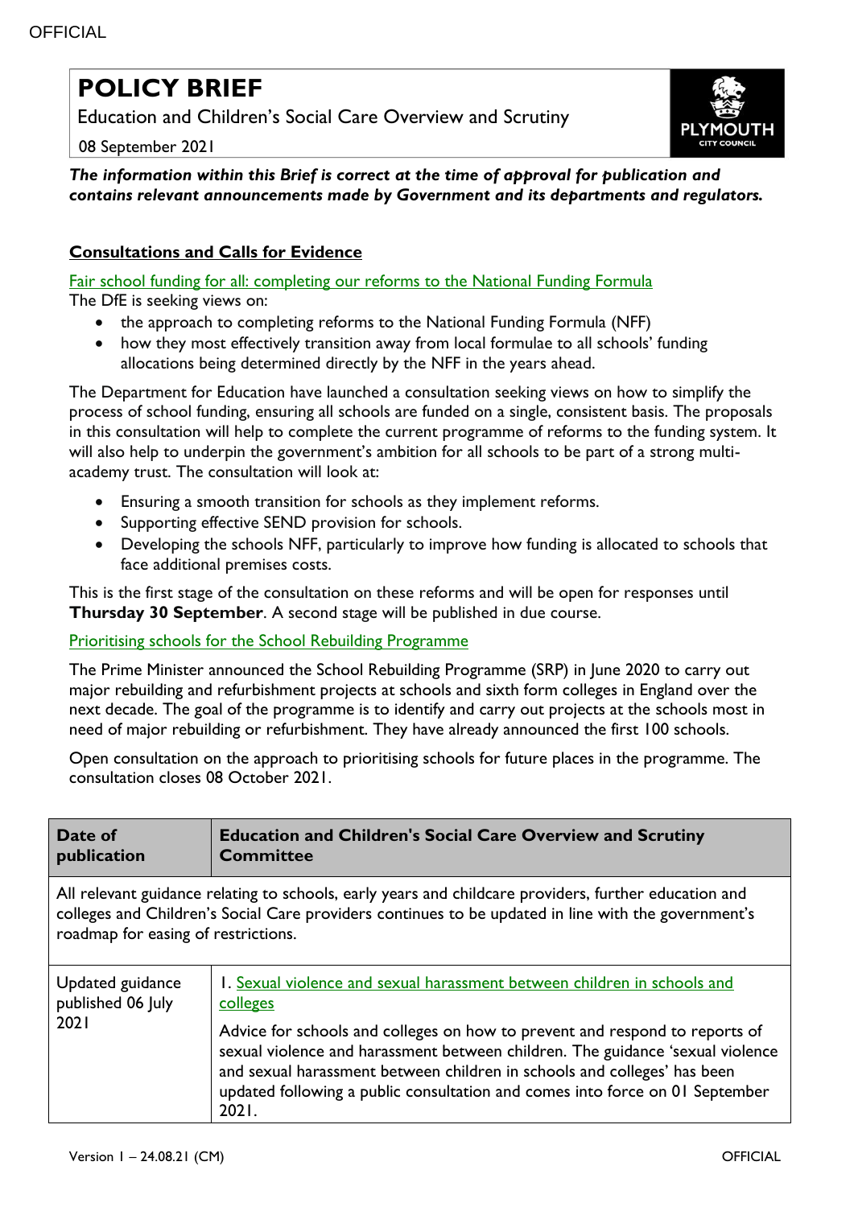# POLICY BRIEF

Education and Children's Social Care Overview and Scrutiny

08 September 2021

***The information within this Brief is correct at the time of approval for publication and contains relevant announcements made by Government and its departments and regulators.***

## Consultations and Calls for Evidence

Fair school funding for all: completing our reforms to the National Funding Formula

The DfE is seeking views on:

- the approach to completing reforms to the National Funding Formula (NFF)
- how they most effectively transition away from local formulae to all schools' funding allocations being determined directly by the NFF in the years ahead.

The Department for Education have launched a consultation seeking views on how to simplify the process of school funding, ensuring all schools are funded on a single, consistent basis. The proposals in this consultation will help to complete the current programme of reforms to the funding system. It will also help to underpin the government's ambition for all schools to be part of a strong multi-academy trust. The consultation will look at:

- Ensuring a smooth transition for schools as they implement reforms.
- Supporting effective SEND provision for schools.
- Developing the schools NFF, particularly to improve how funding is allocated to schools that face additional premises costs.

This is the first stage of the consultation on these reforms and will be open for responses until **Thursday 30 September**. A second stage will be published in due course.

Prioritising schools for the School Rebuilding Programme

The Prime Minister announced the School Rebuilding Programme (SRP) in June 2020 to carry out major rebuilding and refurbishment projects at schools and sixth form colleges in England over the next decade. The goal of the programme is to identify and carry out projects at the schools most in need of major rebuilding or refurbishment. They have already announced the first 100 schools.

Open consultation on the approach to prioritising schools for future places in the programme. The consultation closes 08 October 2021.

| Date of publication | Education and Children's Social Care Overview and Scrutiny Committee |
|---|---|
| All relevant guidance relating to schools, early years and childcare providers, further education and colleges and Children's Social Care providers continues to be updated in line with the government's roadmap for easing of restrictions. | |
| Updated guidance published 06 July 2021 | 1. Sexual violence and sexual harassment between children in schools and colleges<br><br>Advice for schools and colleges on how to prevent and respond to reports of sexual violence and harassment between children. The guidance 'sexual violence and sexual harassment between children in schools and colleges' has been updated following a public consultation and comes into force on 01 September 2021. |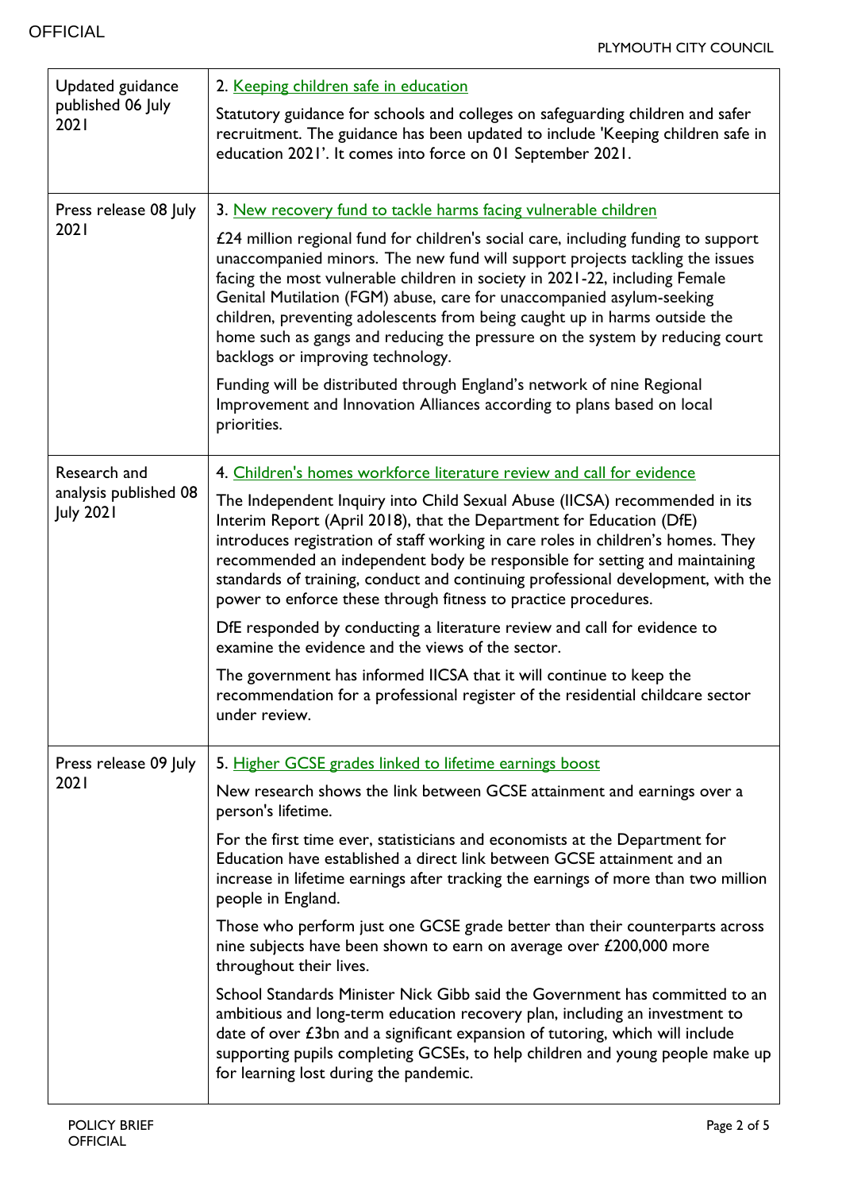| | |
|---|---|
| Updated guidance published 06 July 2021 | 2. Keeping children safe in education<br><br>Statutory guidance for schools and colleges on safeguarding children and safer recruitment. The guidance has been updated to include 'Keeping children safe in education 2021'. It comes into force on 01 September 2021. |
| Press release 08 July 2021 | 3. New recovery fund to tackle harms facing vulnerable children<br><br>£24 million regional fund for children's social care, including funding to support unaccompanied minors. The new fund will support projects tackling the issues facing the most vulnerable children in society in 2021-22, including Female Genital Mutilation (FGM) abuse, care for unaccompanied asylum-seeking children, preventing adolescents from being caught up in harms outside the home such as gangs and reducing the pressure on the system by reducing court backlogs or improving technology.<br><br>Funding will be distributed through England's network of nine Regional Improvement and Innovation Alliances according to plans based on local priorities. |
| Research and analysis published 08 July 2021 | 4. Children's homes workforce literature review and call for evidence<br><br>The Independent Inquiry into Child Sexual Abuse (IICSA) recommended in its Interim Report (April 2018), that the Department for Education (DfE) introduces registration of staff working in care roles in children's homes. They recommended an independent body be responsible for setting and maintaining standards of training, conduct and continuing professional development, with the power to enforce these through fitness to practice procedures.<br><br>DfE responded by conducting a literature review and call for evidence to examine the evidence and the views of the sector.<br><br>The government has informed IICSA that it will continue to keep the recommendation for a professional register of the residential childcare sector under review. |
| Press release 09 July 2021 | 5. Higher GCSE grades linked to lifetime earnings boost<br><br>New research shows the link between GCSE attainment and earnings over a person's lifetime.<br><br>For the first time ever, statisticians and economists at the Department for Education have established a direct link between GCSE attainment and an increase in lifetime earnings after tracking the earnings of more than two million people in England.<br><br>Those who perform just one GCSE grade better than their counterparts across nine subjects have been shown to earn on average over £200,000 more throughout their lives.<br><br>School Standards Minister Nick Gibb said the Government has committed to an ambitious and long-term education recovery plan, including an investment to date of over £3bn and a significant expansion of tutoring, which will include supporting pupils completing GCSEs, to help children and young people make up for learning lost during the pandemic. |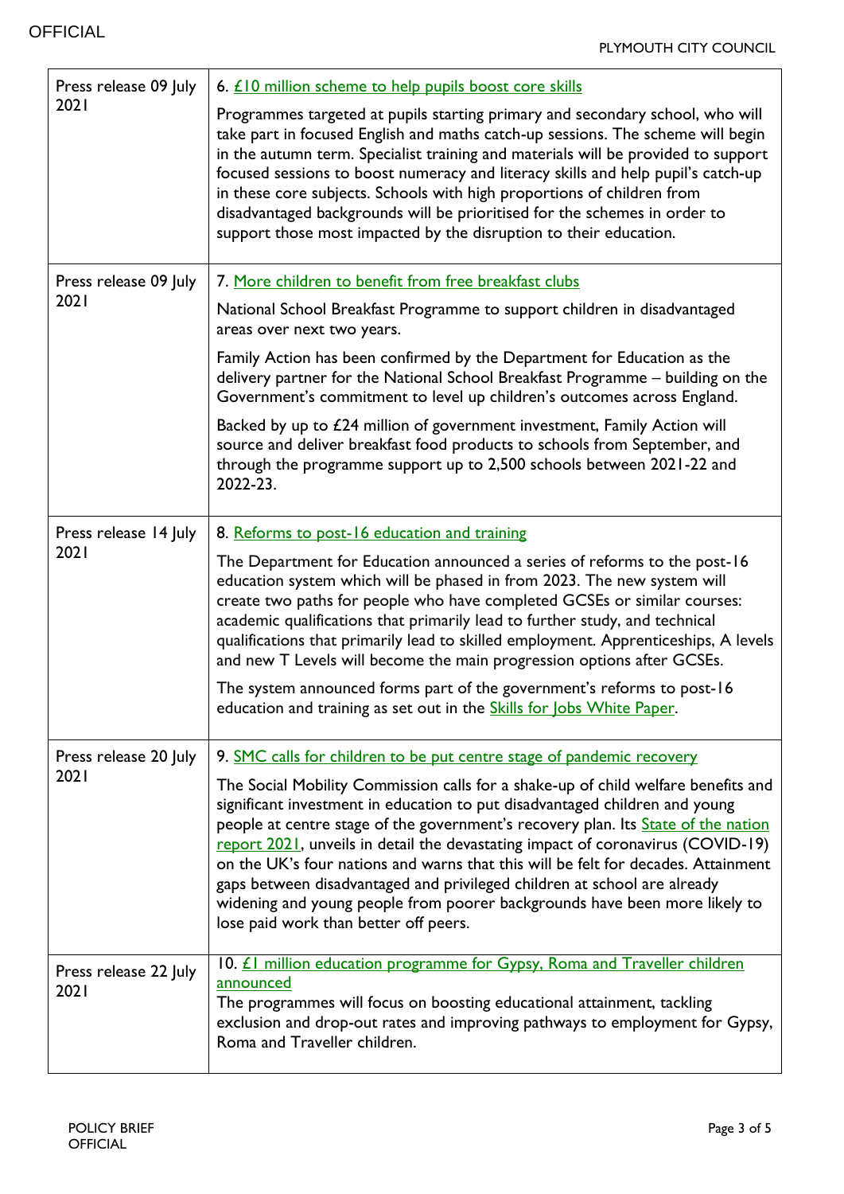| | |
|---|---|
| Press release 09 July 2021 | 6. £10 million scheme to help pupils boost core skills<br><br>Programmes targeted at pupils starting primary and secondary school, who will take part in focused English and maths catch-up sessions. The scheme will begin in the autumn term. Specialist training and materials will be provided to support focused sessions to boost numeracy and literacy skills and help pupil's catch-up in these core subjects. Schools with high proportions of children from disadvantaged backgrounds will be prioritised for the schemes in order to support those most impacted by the disruption to their education. |
| Press release 09 July 2021 | 7. More children to benefit from free breakfast clubs<br><br>National School Breakfast Programme to support children in disadvantaged areas over next two years.<br><br>Family Action has been confirmed by the Department for Education as the delivery partner for the National School Breakfast Programme – building on the Government's commitment to level up children's outcomes across England.<br><br>Backed by up to £24 million of government investment, Family Action will source and deliver breakfast food products to schools from September, and through the programme support up to 2,500 schools between 2021-22 and 2022-23. |
| Press release 14 July 2021 | 8. Reforms to post-16 education and training<br><br>The Department for Education announced a series of reforms to the post-16 education system which will be phased in from 2023. The new system will create two paths for people who have completed GCSEs or similar courses: academic qualifications that primarily lead to further study, and technical qualifications that primarily lead to skilled employment. Apprenticeships, A levels and new T Levels will become the main progression options after GCSEs.<br><br>The system announced forms part of the government's reforms to post-16 education and training as set out in the Skills for Jobs White Paper. |
| Press release 20 July 2021 | 9. SMC calls for children to be put centre stage of pandemic recovery<br><br>The Social Mobility Commission calls for a shake-up of child welfare benefits and significant investment in education to put disadvantaged children and young people at centre stage of the government's recovery plan. Its State of the nation report 2021, unveils in detail the devastating impact of coronavirus (COVID-19) on the UK's four nations and warns that this will be felt for decades. Attainment gaps between disadvantaged and privileged children at school are already widening and young people from poorer backgrounds have been more likely to lose paid work than better off peers. |
| Press release 22 July 2021 | 10. £1 million education programme for Gypsy, Roma and Traveller children announced<br>The programmes will focus on boosting educational attainment, tackling exclusion and drop-out rates and improving pathways to employment for Gypsy, Roma and Traveller children. |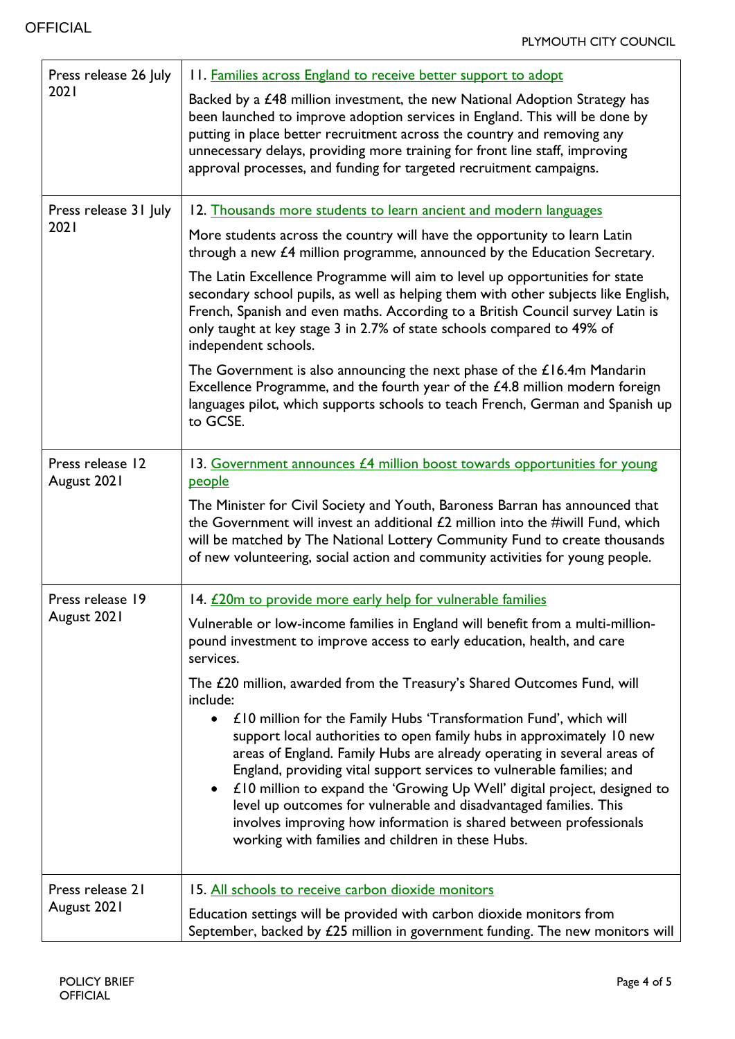| Press release 26 July 2021 | 11. Families across England to receive better support to adopt<br><br>Backed by a £48 million investment, the new National Adoption Strategy has been launched to improve adoption services in England. This will be done by putting in place better recruitment across the country and removing any unnecessary delays, providing more training for front line staff, improving approval processes, and funding for targeted recruitment campaigns. |
|---|---|
| Press release 31 July 2021 | 12. Thousands more students to learn ancient and modern languages<br><br>More students across the country will have the opportunity to learn Latin through a new £4 million programme, announced by the Education Secretary.<br><br>The Latin Excellence Programme will aim to level up opportunities for state secondary school pupils, as well as helping them with other subjects like English, French, Spanish and even maths. According to a British Council survey Latin is only taught at key stage 3 in 2.7% of state schools compared to 49% of independent schools.<br><br>The Government is also announcing the next phase of the £16.4m Mandarin Excellence Programme, and the fourth year of the £4.8 million modern foreign languages pilot, which supports schools to teach French, German and Spanish up to GCSE. |
| Press release 12 August 2021 | 13. Government announces £4 million boost towards opportunities for young people<br><br>The Minister for Civil Society and Youth, Baroness Barran has announced that the Government will invest an additional £2 million into the #iwill Fund, which will be matched by The National Lottery Community Fund to create thousands of new volunteering, social action and community activities for young people. |
| Press release 19 August 2021 | 14. £20m to provide more early help for vulnerable families<br><br>Vulnerable or low-income families in England will benefit from a multi-million-pound investment to improve access to early education, health, and care services.<br><br>The £20 million, awarded from the Treasury's Shared Outcomes Fund, will include:<br>• £10 million for the Family Hubs 'Transformation Fund', which will support local authorities to open family hubs in approximately 10 new areas of England. Family Hubs are already operating in several areas of England, providing vital support services to vulnerable families; and<br>• £10 million to expand the 'Growing Up Well' digital project, designed to level up outcomes for vulnerable and disadvantaged families. This involves improving how information is shared between professionals working with families and children in these Hubs. |
| Press release 21 August 2021 | 15. All schools to receive carbon dioxide monitors<br><br>Education settings will be provided with carbon dioxide monitors from September, backed by £25 million in government funding. The new monitors will |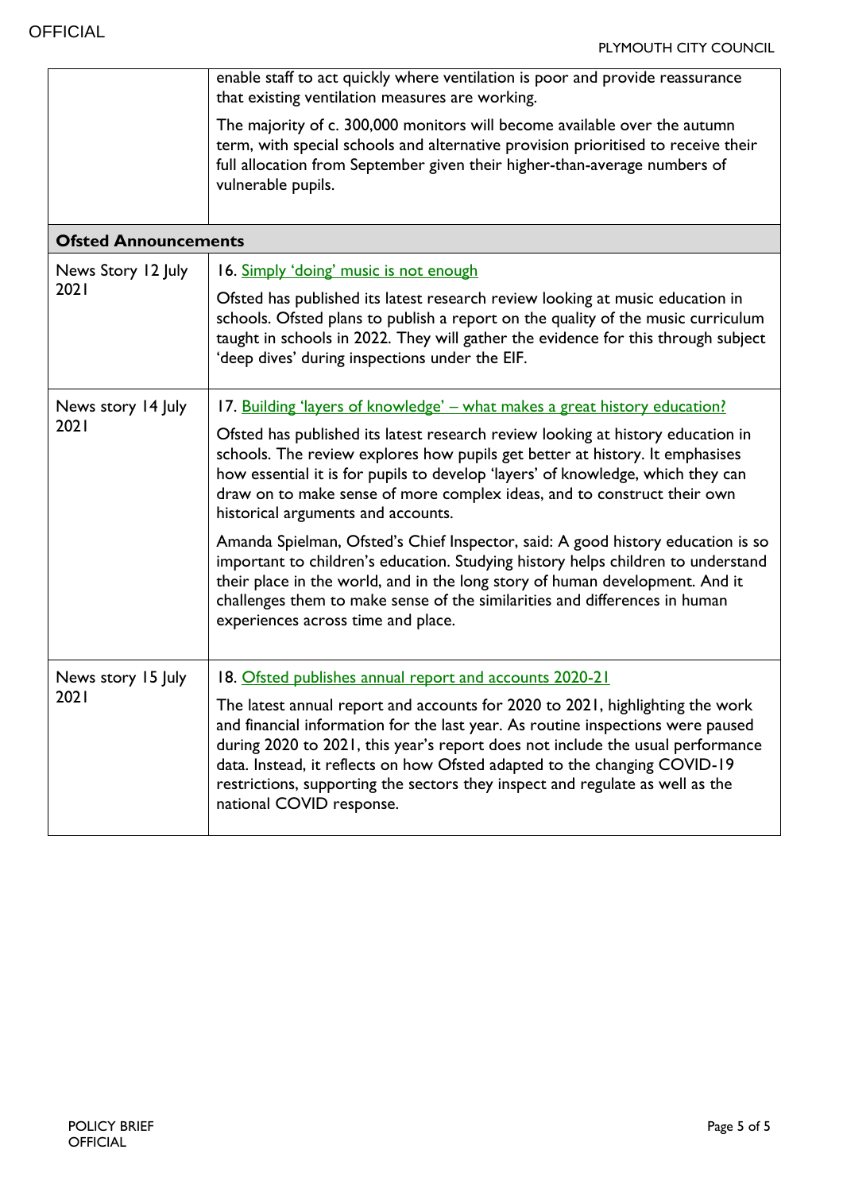| | |
|---|---|
| | enable staff to act quickly where ventilation is poor and provide reassurance that existing ventilation measures are working.<br><br>The majority of c. 300,000 monitors will become available over the autumn term, with special schools and alternative provision prioritised to receive their full allocation from September given their higher-than-average numbers of vulnerable pupils. |
| **Ofsted Announcements** | |
| News Story 12 July 2021 | 16. Simply 'doing' music is not enough<br><br>Ofsted has published its latest research review looking at music education in schools. Ofsted plans to publish a report on the quality of the music curriculum taught in schools in 2022. They will gather the evidence for this through subject 'deep dives' during inspections under the EIF. |
| News story 14 July 2021 | 17. Building 'layers of knowledge' – what makes a great history education?<br><br>Ofsted has published its latest research review looking at history education in schools. The review explores how pupils get better at history. It emphasises how essential it is for pupils to develop 'layers' of knowledge, which they can draw on to make sense of more complex ideas, and to construct their own historical arguments and accounts.<br><br>Amanda Spielman, Ofsted's Chief Inspector, said: A good history education is so important to children's education. Studying history helps children to understand their place in the world, and in the long story of human development. And it challenges them to make sense of the similarities and differences in human experiences across time and place. |
| News story 15 July 2021 | 18. Ofsted publishes annual report and accounts 2020-21<br><br>The latest annual report and accounts for 2020 to 2021, highlighting the work and financial information for the last year. As routine inspections were paused during 2020 to 2021, this year's report does not include the usual performance data. Instead, it reflects on how Ofsted adapted to the changing COVID-19 restrictions, supporting the sectors they inspect and regulate as well as the national COVID response. |